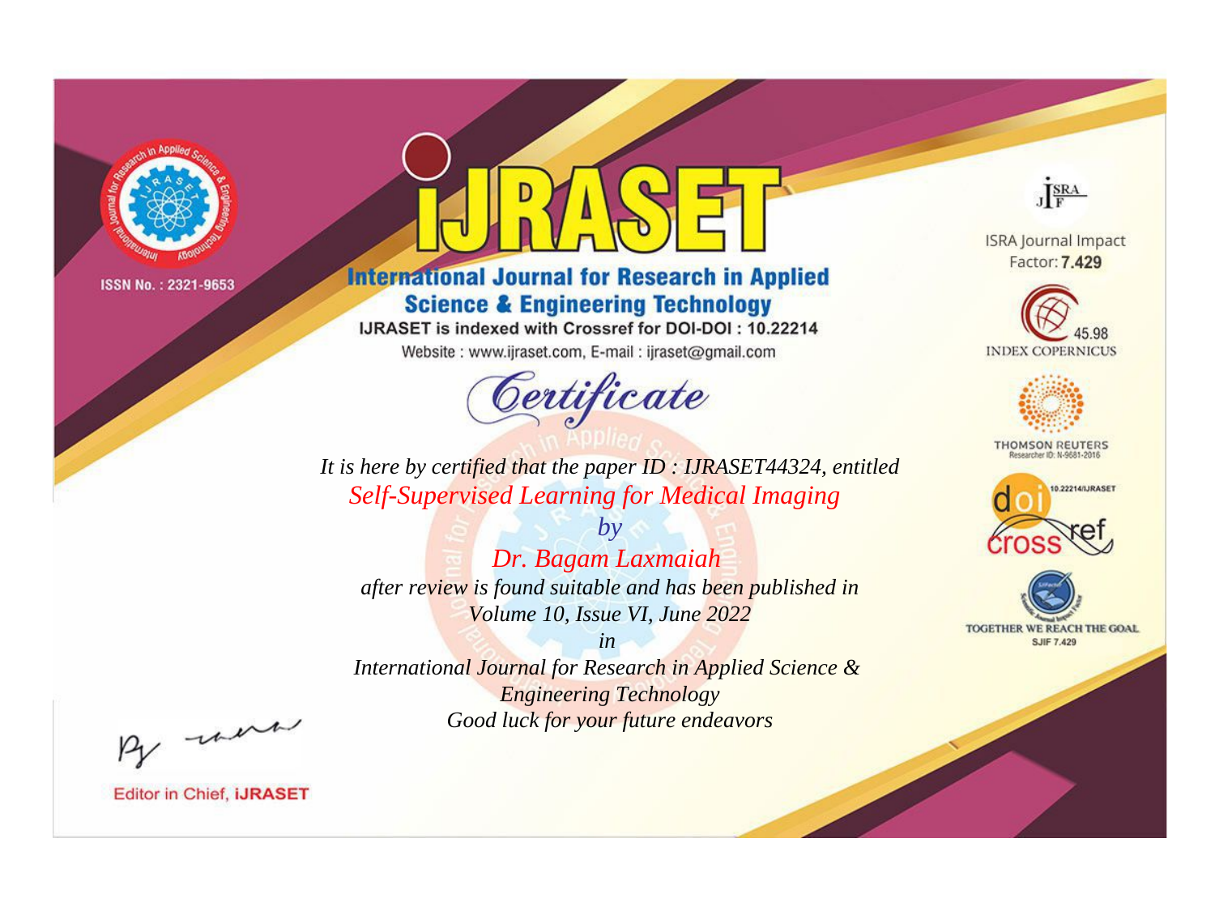ISSN No. : 2321-9653

# IJRASET

## International Journal for Research in Applied Science & Engineering Technology

IJRASET is indexed with Crossref for DOI-DOI : 10.22214

Website : www.ijraset.com, E-mail : ijraset@gmail.com

ISRA Journal Impact Factor: **7.429**

45.98 INDEX COPERNICUS

THOMSON REUTERS Researcher ID: N-9681-2016

10.22214/IJRASET

TOGETHER WE REACH THE GOAL SJIF 7.429

# *Certificate*

*It is here by certified that the paper ID : IJRASET44324, entitled*

*Self-Supervised Learning for Medical Imaging*

*by*

*Dr. Bagam Laxmaiah*

*after review is found suitable and has been published in*

*Volume 10, Issue VI, June 2022*

*in*

*International Journal for Research in Applied Science & Engineering Technology*

*Good luck for your future endeavors*

Editor in Chief, **iJRASET**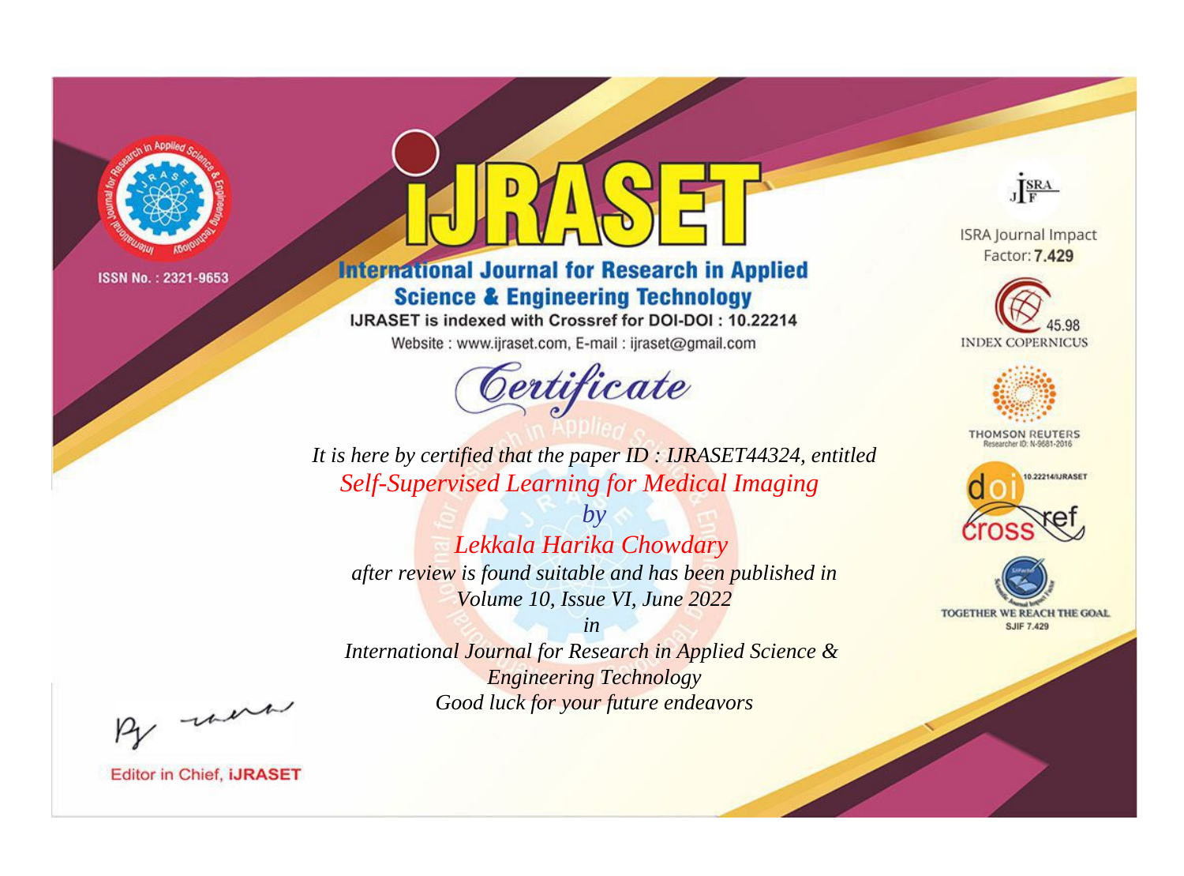ISSN No. : 2321-9653

# iJRASET

## International Journal for Research in Applied Science & Engineering Technology

IJRASET is indexed with Crossref for DOI-DOI : 10.22214

Website : www.ijraset.com, E-mail : ijraset@gmail.com

ISRA Journal Impact Factor: **7.429**

45.98 INDEX COPERNICUS

THOMSON REUTERS Researcher ID: N-9681-2016

10.22214/IJRASET

TOGETHER WE REACH THE GOAL SJIF 7.429

*Certificate*

*It is here by certified that the paper ID : IJRASET44324, entitled*

*Self-Supervised Learning for Medical Imaging*

*by*

*Lekkala Harika Chowdary*

*after review is found suitable and has been published in*

*Volume 10, Issue VI, June 2022*

*in*

*International Journal for Research in Applied Science & Engineering Technology*

*Good luck for your future endeavors*

Editor in Chief, iJRASET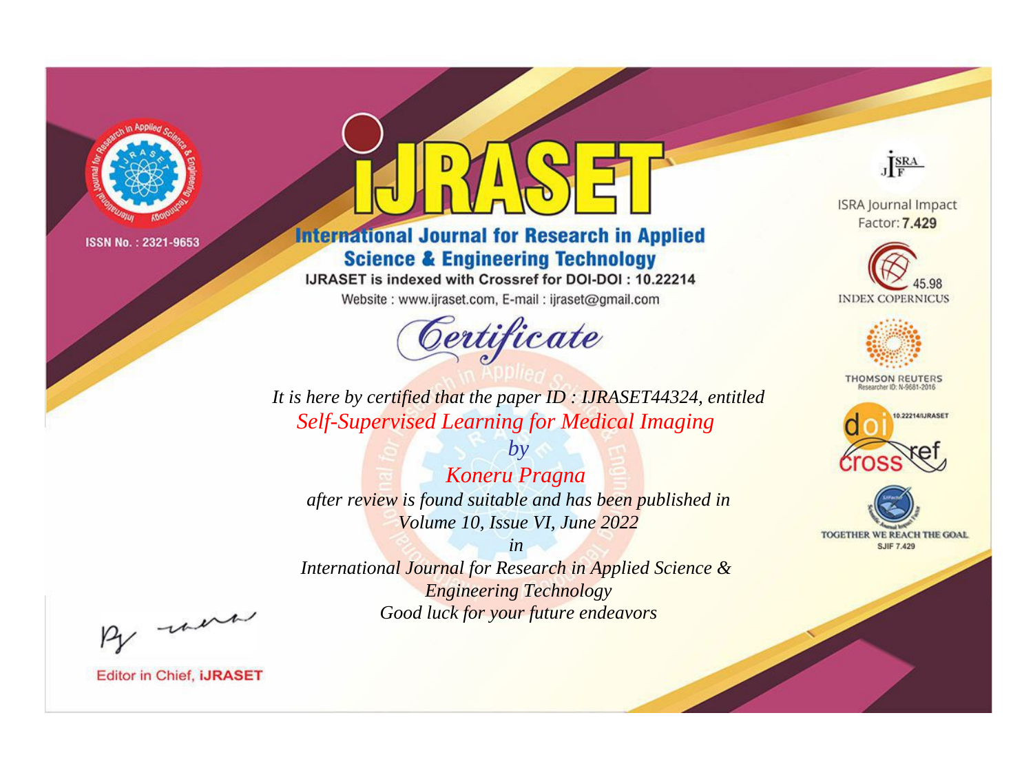ISSN No. : 2321-9653

# iJRASET

## International Journal for Research in Applied Science & Engineering Technology

IJRASET is indexed with Crossref for DOI-DOI : 10.22214

Website : www.ijraset.com, E-mail : ijraset@gmail.com

ISRA Journal Impact Factor: **7.429**

45.98 INDEX COPERNICUS

THOMSON REUTERS Researcher ID: N-9681-2016

10.22214/IJRASET

TOGETHER WE REACH THE GOAL SJIF 7.429

*Certificate*

*It is here by certified that the paper ID : IJRASET44324, entitled*

*Self-Supervised Learning for Medical Imaging*

*by*

*Koneru Pragna*

*after review is found suitable and has been published in*

*Volume 10, Issue VI, June 2022*

*in*

*International Journal for Research in Applied Science & Engineering Technology*

*Good luck for your future endeavors*

Editor in Chief, **iJRASET**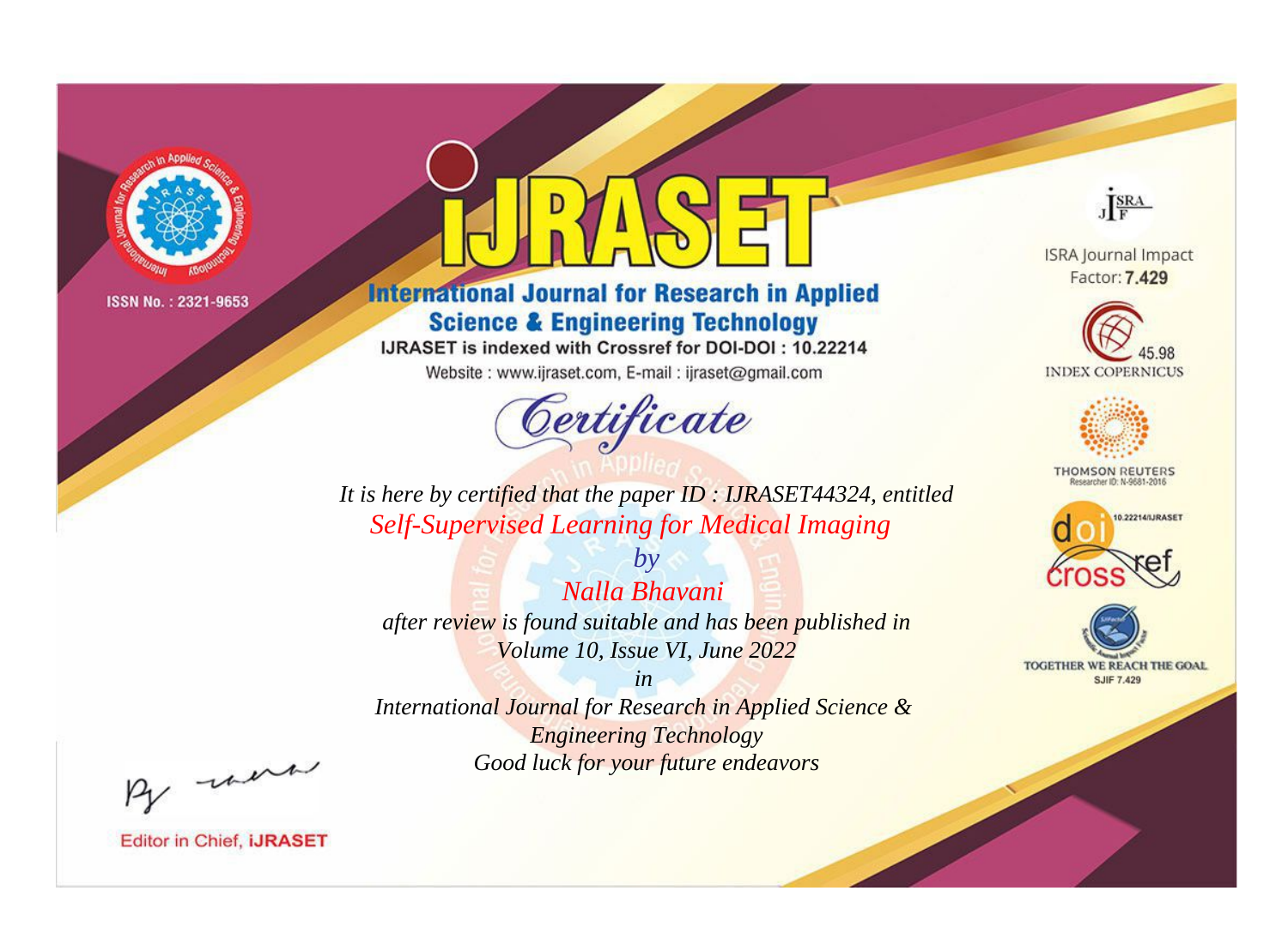ISSN No. : 2321-9653

# iJRASET

## International Journal for Research in Applied Science & Engineering Technology

IJRASET is indexed with Crossref for DOI-DOI : 10.22214

Website : www.ijraset.com, E-mail : ijraset@gmail.com

# *Certificate*

*It is here by certified that the paper ID : IJRASET44324, entitled*

*Self-Supervised Learning for Medical Imaging*

*by*

*Nalla Bhavani*

*after review is found suitable and has been published in*

*Volume 10, Issue VI, June 2022*

*in*

*International Journal for Research in Applied Science & Engineering Technology*

*Good luck for your future endeavors*

ISRA Journal Impact Factor: **7.429**

45.98 INDEX COPERNICUS

THOMSON REUTERS Researcher ID: N-9681-2016

10.22214/IJRASET

TOGETHER WE REACH THE GOAL SJIF 7.429

Editor in Chief, **iJRASET**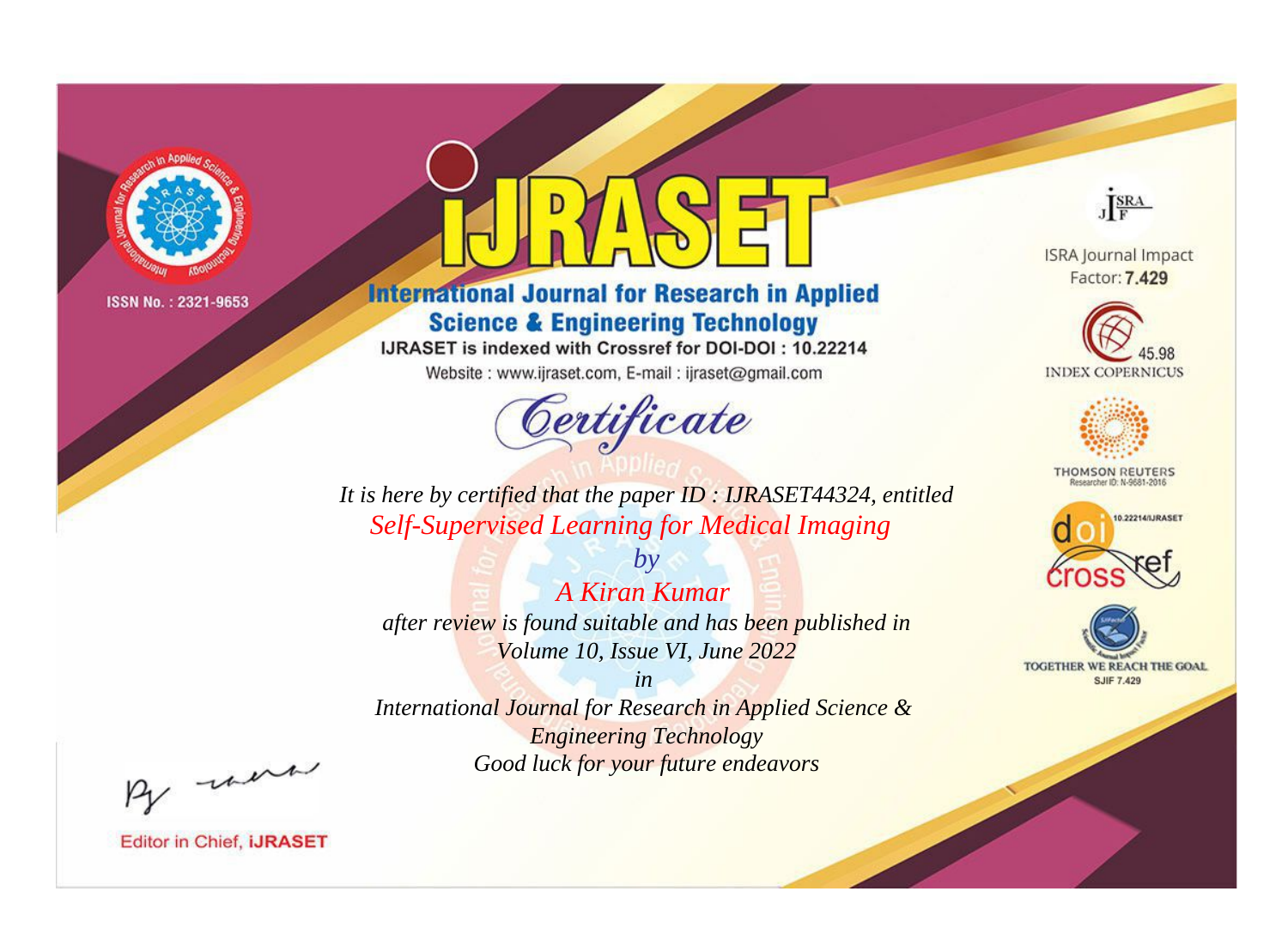ISSN No. : 2321-9653

# iJRASET

## International Journal for Research in Applied Science & Engineering Technology

IJRASET is indexed with Crossref for DOI-DOI : 10.22214

Website : www.ijraset.com, E-mail : ijraset@gmail.com

ISRA Journal Impact Factor: **7.429**

45.98 INDEX COPERNICUS

THOMSON REUTERS Researcher ID: N-9681-2016

10.22214/IJRASET

TOGETHER WE REACH THE GOAL SJIF 7.429

*Certificate*

*It is here by certified that the paper ID : IJRASET44324, entitled*

*Self-Supervised Learning for Medical Imaging*

*by*

*A Kiran Kumar*

*after review is found suitable and has been published in*

*Volume 10, Issue VI, June 2022*

*in*

*International Journal for Research in Applied Science & Engineering Technology*

*Good luck for your future endeavors*

Editor in Chief, **iJRASET**